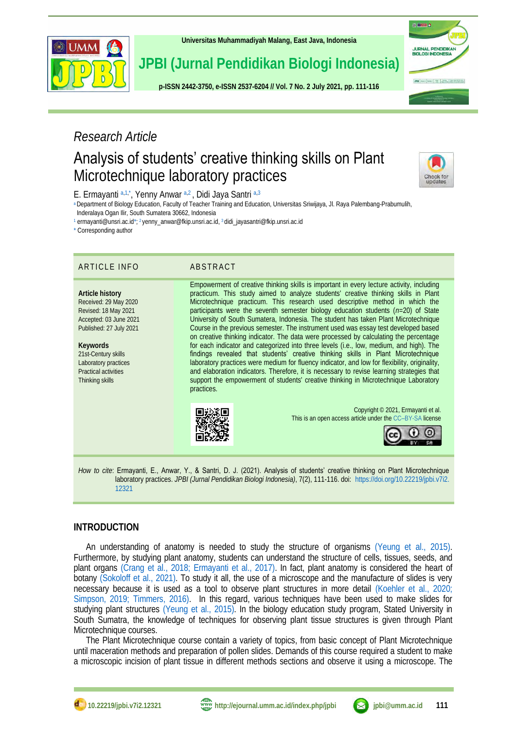Research Article

# Analysis of students' creative thinking skills on Plant Microtechnique laboratory practices

E. Ermayanti [a,1,*], Yenny Anwar [a,2], Didi Jaya Santri [a,3]

[a] Department of Biology Education, Faculty of Teacher Training and Education, Universitas Sriwijaya, Jl. Raya Palembang-Prabumulih, Inderalaya Ogan Ilir, South Sumatera 30662, Indonesia

[1] ermayanti@unsri.ac.id*; [2] yenny_anwar@fkip.unsri.ac.id, [3] didi_jayasantri@fkip.unsri.ac.id

\* Corresponding author

## ARTICLE INFO

**Article history**
Received: 29 May 2020
Revised: 18 May 2021
Accepted: 03 June 2021
Published: 27 July 2021

**Keywords**
21st-Century skills
Laboratory practices
Practical activities
Thinking skills

## ABSTRACT

Empowerment of creative thinking skills is important in every lecture activity, including practicum. This study aimed to analyze students' creative thinking skills in Plant Microtechnique practicum. This research used descriptive method in which the participants were the seventh semester biology education students ($n$=20) of State University of South Sumatera, Indonesia. The student has taken Plant Microtechnique Course in the previous semester. The instrument used was essay test developed based on creative thinking indicator. The data were processed by calculating the percentage for each indicator and categorized into three levels (i.e., low, medium, and high). The findings revealed that students' creative thinking skills in Plant Microtechnique laboratory practices were medium for fluency indicator, and low for flexibility, originality, and elaboration indicators. Therefore, it is necessary to revise learning strategies that support the empowerment of students' creative thinking in Microtechnique Laboratory practices.

Copyright © 2021, Ermayanti et al.
This is an open access article under the CC–BY-SA license

*How to cite*: Ermayanti, E., Anwar, Y., & Santri, D. J. (2021). Analysis of students' creative thinking on Plant Microtechnique laboratory practices. *JPBI (Jurnal Pendidikan Biologi Indonesia)*, 7(2), 111-116. doi: https://doi.org/10.22219/jpbi.v7i2.12321

## INTRODUCTION

An understanding of anatomy is needed to study the structure of organisms (Yeung et al., 2015). Furthermore, by studying plant anatomy, students can understand the structure of cells, tissues, seeds, and plant organs (Crang et al., 2018; Ermayanti et al., 2017). In fact, plant anatomy is considered the heart of botany (Sokoloff et al., 2021). To study it all, the use of a microscope and the manufacture of slides is very necessary because it is used as a tool to observe plant structures in more detail (Koehler et al., 2020; Simpson, 2019; Timmers, 2016). In this regard, various techniques have been used to make slides for studying plant structures (Yeung et al., 2015). In the biology education study program, Stated University in South Sumatra, the knowledge of techniques for observing plant tissue structures is given through Plant Microtechnique courses.

The Plant Microtechnique course contain a variety of topics, from basic concept of Plant Microtechnique until maceration methods and preparation of pollen slides. Demands of this course required a student to make a microscopic incision of plant tissue in different methods sections and observe it using a microscope. The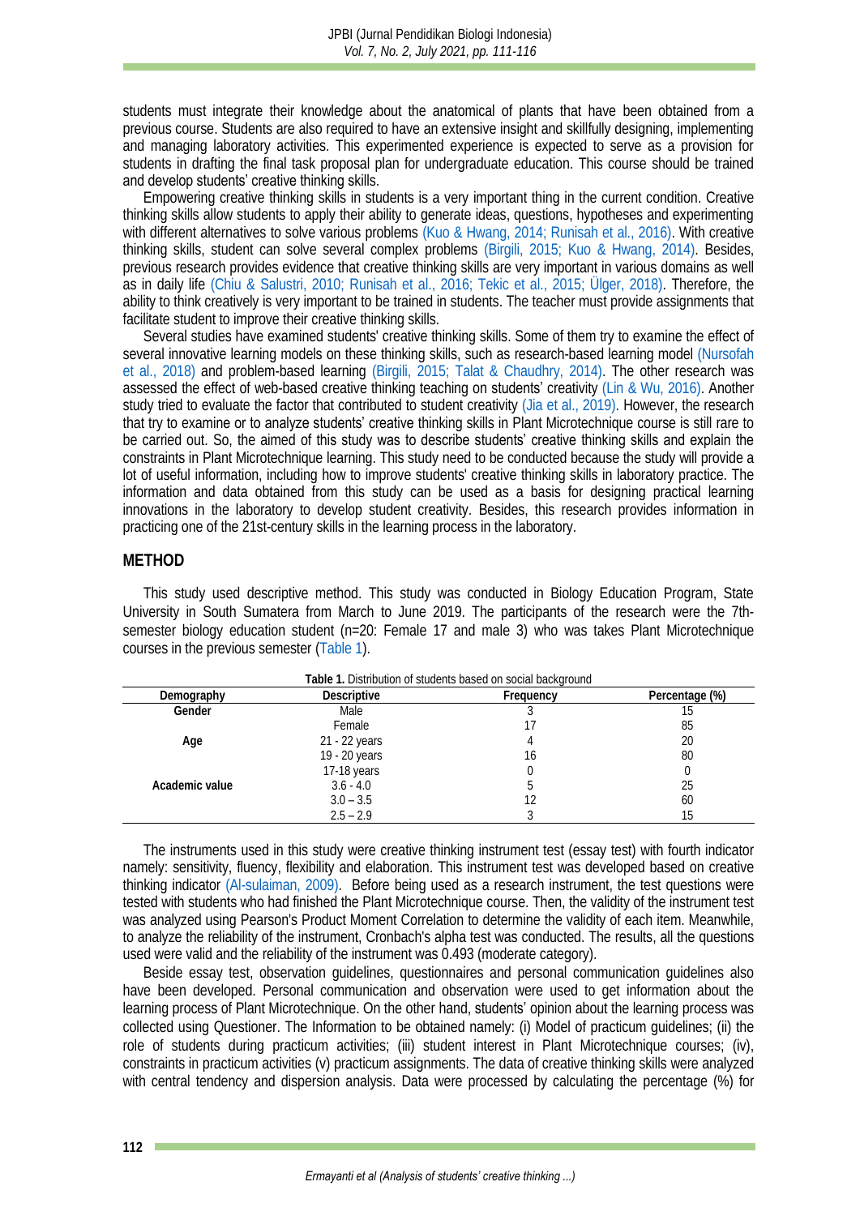students must integrate their knowledge about the anatomical of plants that have been obtained from a previous course. Students are also required to have an extensive insight and skillfully designing, implementing and managing laboratory activities. This experimented experience is expected to serve as a provision for students in drafting the final task proposal plan for undergraduate education. This course should be trained and develop students' creative thinking skills.

Empowering creative thinking skills in students is a very important thing in the current condition. Creative thinking skills allow students to apply their ability to generate ideas, questions, hypotheses and experimenting with different alternatives to solve various problems (Kuo & Hwang, 2014; Runisah et al., 2016). With creative thinking skills, student can solve several complex problems (Birgili, 2015; Kuo & Hwang, 2014). Besides, previous research provides evidence that creative thinking skills are very important in various domains as well as in daily life (Chiu & Salustri, 2010; Runisah et al., 2016; Tekic et al., 2015; Ülger, 2018). Therefore, the ability to think creatively is very important to be trained in students. The teacher must provide assignments that facilitate student to improve their creative thinking skills.

Several studies have examined students' creative thinking skills. Some of them try to examine the effect of several innovative learning models on these thinking skills, such as research-based learning model (Nursofah et al., 2018) and problem-based learning (Birgili, 2015; Talat & Chaudhry, 2014). The other research was assessed the effect of web-based creative thinking teaching on students' creativity (Lin & Wu, 2016). Another study tried to evaluate the factor that contributed to student creativity (Jia et al., 2019). However, the research that try to examine or to analyze students' creative thinking skills in Plant Microtechnique course is still rare to be carried out. So, the aimed of this study was to describe students' creative thinking skills and explain the constraints in Plant Microtechnique learning. This study need to be conducted because the study will provide a lot of useful information, including how to improve students' creative thinking skills in laboratory practice. The information and data obtained from this study can be used as a basis for designing practical learning innovations in the laboratory to develop student creativity. Besides, this research provides information in practicing one of the 21st-century skills in the learning process in the laboratory.

## METHOD

This study used descriptive method. This study was conducted in Biology Education Program, State University in South Sumatera from March to June 2019. The participants of the research were the 7th-semester biology education student (n=20: Female 17 and male 3) who was takes Plant Microtechnique courses in the previous semester (Table 1).

**Table 1.** Distribution of students based on social background

| Demography | Descriptive | Frequency | Percentage (%) |
|---|---|---|---|
| **Gender** | Male | 3 | 15 |
| | Female | 17 | 85 |
| **Age** | 21 - 22 years | 4 | 20 |
| | 19 - 20 years | 16 | 80 |
| | 17-18 years | 0 | 0 |
| **Academic value** | 3.6 - 4.0 | 5 | 25 |
| | 3.0 – 3.5 | 12 | 60 |
| | 2.5 – 2.9 | 3 | 15 |

The instruments used in this study were creative thinking instrument test (essay test) with fourth indicator namely: sensitivity, fluency, flexibility and elaboration. This instrument test was developed based on creative thinking indicator (Al-sulaiman, 2009). Before being used as a research instrument, the test questions were tested with students who had finished the Plant Microtechnique course. Then, the validity of the instrument test was analyzed using Pearson's Product Moment Correlation to determine the validity of each item. Meanwhile, to analyze the reliability of the instrument, Cronbach's alpha test was conducted. The results, all the questions used were valid and the reliability of the instrument was 0.493 (moderate category).

Beside essay test, observation guidelines, questionnaires and personal communication guidelines also have been developed. Personal communication and observation were used to get information about the learning process of Plant Microtechnique. On the other hand, students' opinion about the learning process was collected using Questioner. The Information to be obtained namely: (i) Model of practicum guidelines; (ii) the role of students during practicum activities; (iii) student interest in Plant Microtechnique courses; (iv), constraints in practicum activities (v) practicum assignments. The data of creative thinking skills were analyzed with central tendency and dispersion analysis. Data were processed by calculating the percentage (%) for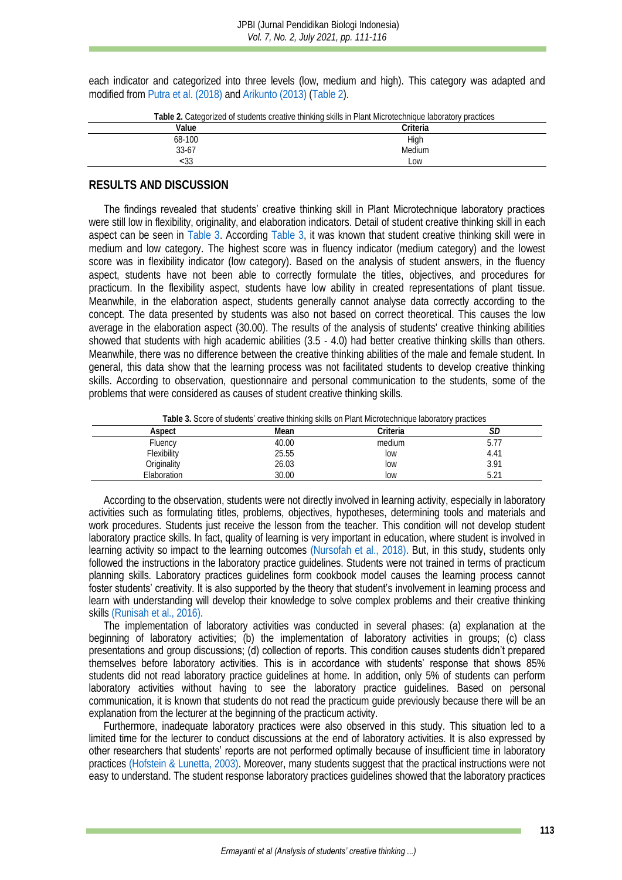each indicator and categorized into three levels (low, medium and high). This category was adapted and modified from Putra et al. (2018) and Arikunto (2013) (Table 2).

**Table 2.** Categorized of students creative thinking skills in Plant Microtechnique laboratory practices

| Value | Criteria |
|---|---|
| 68-100 | High |
| 33-67 | Medium |
| <33 | Low |

## RESULTS AND DISCUSSION

The findings revealed that students' creative thinking skill in Plant Microtechnique laboratory practices were still low in flexibility, originality, and elaboration indicators. Detail of student creative thinking skill in each aspect can be seen in Table 3. According Table 3, it was known that student creative thinking skill were in medium and low category. The highest score was in fluency indicator (medium category) and the lowest score was in flexibility indicator (low category). Based on the analysis of student answers, in the fluency aspect, students have not been able to correctly formulate the titles, objectives, and procedures for practicum. In the flexibility aspect, students have low ability in created representations of plant tissue. Meanwhile, in the elaboration aspect, students generally cannot analyse data correctly according to the concept. The data presented by students was also not based on correct theoretical. This causes the low average in the elaboration aspect (30.00). The results of the analysis of students' creative thinking abilities showed that students with high academic abilities (3.5 - 4.0) had better creative thinking skills than others. Meanwhile, there was no difference between the creative thinking abilities of the male and female student. In general, this data show that the learning process was not facilitated students to develop creative thinking skills. According to observation, questionnaire and personal communication to the students, some of the problems that were considered as causes of student creative thinking skills.

**Table 3.** Score of students' creative thinking skills on Plant Microtechnique laboratory practices

| Aspect | Mean | Criteria | *SD* |
|---|---|---|---|
| Fluency | 40.00 | medium | 5.77 |
| Flexibility | 25.55 | low | 4.41 |
| Originality | 26.03 | low | 3.91 |
| Elaboration | 30.00 | low | 5.21 |

According to the observation, students were not directly involved in learning activity, especially in laboratory activities such as formulating titles, problems, objectives, hypotheses, determining tools and materials and work procedures. Students just receive the lesson from the teacher. This condition will not develop student laboratory practice skills. In fact, quality of learning is very important in education, where student is involved in learning activity so impact to the learning outcomes (Nursofah et al., 2018). But, in this study, students only followed the instructions in the laboratory practice guidelines. Students were not trained in terms of practicum planning skills. Laboratory practices guidelines form cookbook model causes the learning process cannot foster students' creativity. It is also supported by the theory that student's involvement in learning process and learn with understanding will develop their knowledge to solve complex problems and their creative thinking skills (Runisah et al., 2016).

The implementation of laboratory activities was conducted in several phases: (a) explanation at the beginning of laboratory activities; (b) the implementation of laboratory activities in groups; (c) class presentations and group discussions; (d) collection of reports. This condition causes students didn't prepared themselves before laboratory activities. This is in accordance with students' response that shows 85% students did not read laboratory practice guidelines at home. In addition, only 5% of students can perform laboratory activities without having to see the laboratory practice guidelines. Based on personal communication, it is known that students do not read the practicum guide previously because there will be an explanation from the lecturer at the beginning of the practicum activity.

Furthermore, inadequate laboratory practices were also observed in this study. This situation led to a limited time for the lecturer to conduct discussions at the end of laboratory activities. It is also expressed by other researchers that students' reports are not performed optimally because of insufficient time in laboratory practices (Hofstein & Lunetta, 2003). Moreover, many students suggest that the practical instructions were not easy to understand. The student response laboratory practices guidelines showed that the laboratory practices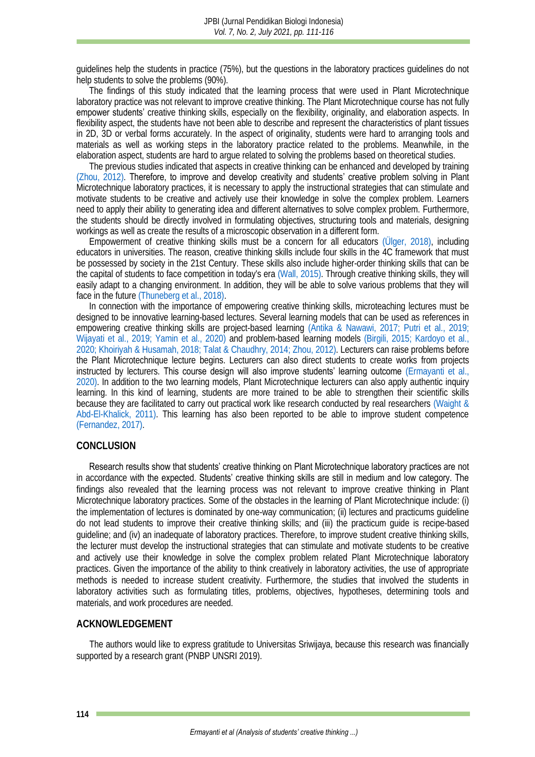guidelines help the students in practice (75%), but the questions in the laboratory practices guidelines do not help students to solve the problems (90%).

The findings of this study indicated that the learning process that were used in Plant Microtechnique laboratory practice was not relevant to improve creative thinking. The Plant Microtechnique course has not fully empower students' creative thinking skills, especially on the flexibility, originality, and elaboration aspects. In flexibility aspect, the students have not been able to describe and represent the characteristics of plant tissues in 2D, 3D or verbal forms accurately. In the aspect of originality, students were hard to arranging tools and materials as well as working steps in the laboratory practice related to the problems. Meanwhile, in the elaboration aspect, students are hard to argue related to solving the problems based on theoretical studies.

The previous studies indicated that aspects in creative thinking can be enhanced and developed by training (Zhou, 2012). Therefore, to improve and develop creativity and students' creative problem solving in Plant Microtechnique laboratory practices, it is necessary to apply the instructional strategies that can stimulate and motivate students to be creative and actively use their knowledge in solve the complex problem. Learners need to apply their ability to generating idea and different alternatives to solve complex problem. Furthermore, the students should be directly involved in formulating objectives, structuring tools and materials, designing workings as well as create the results of a microscopic observation in a different form.

Empowerment of creative thinking skills must be a concern for all educators (Ülger, 2018), including educators in universities. The reason, creative thinking skills include four skills in the 4C framework that must be possessed by society in the 21st Century. These skills also include higher-order thinking skills that can be the capital of students to face competition in today's era (Wall, 2015). Through creative thinking skills, they will easily adapt to a changing environment. In addition, they will be able to solve various problems that they will face in the future (Thuneberg et al., 2018).

In connection with the importance of empowering creative thinking skills, microteaching lectures must be designed to be innovative learning-based lectures. Several learning models that can be used as references in empowering creative thinking skills are project-based learning (Antika & Nawawi, 2017; Putri et al., 2019; Wijayati et al., 2019; Yamin et al., 2020) and problem-based learning models (Birgili, 2015; Kardoyo et al., 2020; Khoiriyah & Husamah, 2018; Talat & Chaudhry, 2014; Zhou, 2012). Lecturers can raise problems before the Plant Microtechnique lecture begins. Lecturers can also direct students to create works from projects instructed by lecturers. This course design will also improve students' learning outcome (Ermayanti et al., 2020). In addition to the two learning models, Plant Microtechnique lecturers can also apply authentic inquiry learning. In this kind of learning, students are more trained to be able to strengthen their scientific skills because they are facilitated to carry out practical work like research conducted by real researchers (Waight & Abd-El-Khalick, 2011). This learning has also been reported to be able to improve student competence (Fernandez, 2017).

## CONCLUSION

Research results show that students' creative thinking on Plant Microtechnique laboratory practices are not in accordance with the expected. Students' creative thinking skills are still in medium and low category. The findings also revealed that the learning process was not relevant to improve creative thinking in Plant Microtechnique laboratory practices. Some of the obstacles in the learning of Plant Microtechnique include: (i) the implementation of lectures is dominated by one-way communication; (ii) lectures and practicums guideline do not lead students to improve their creative thinking skills; and (iii) the practicum guide is recipe-based guideline; and (iv) an inadequate of laboratory practices. Therefore, to improve student creative thinking skills, the lecturer must develop the instructional strategies that can stimulate and motivate students to be creative and actively use their knowledge in solve the complex problem related Plant Microtechnique laboratory practices. Given the importance of the ability to think creatively in laboratory activities, the use of appropriate methods is needed to increase student creativity. Furthermore, the studies that involved the students in laboratory activities such as formulating titles, problems, objectives, hypotheses, determining tools and materials, and work procedures are needed.

## ACKNOWLEDGEMENT

The authors would like to express gratitude to Universitas Sriwijaya, because this research was financially supported by a research grant (PNBP UNSRI 2019).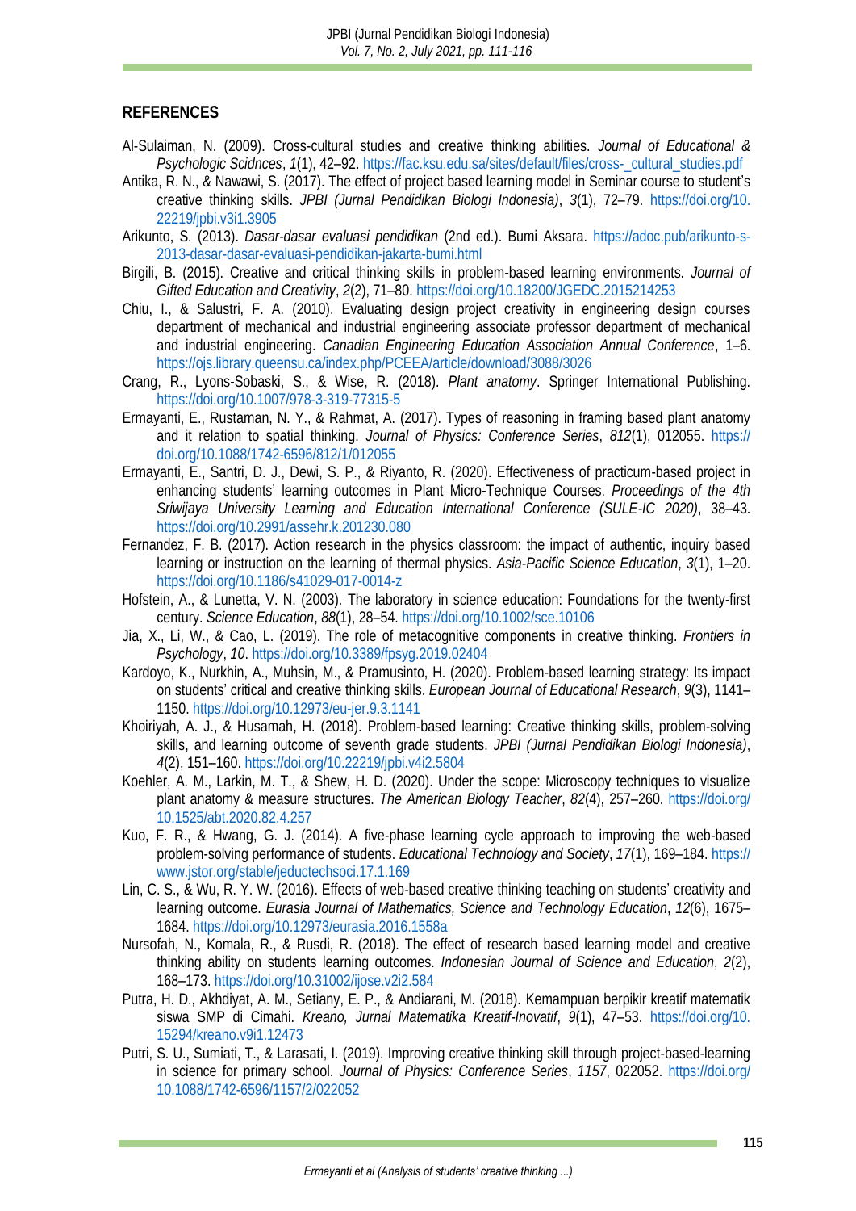## REFERENCES

Al-Sulaiman, N. (2009). Cross-cultural studies and creative thinking abilities. *Journal of Educational & Psychologic Scidnces*, *1*(1), 42–92. https://fac.ksu.edu.sa/sites/default/files/cross-_cultural_studies.pdf

Antika, R. N., & Nawawi, S. (2017). The effect of project based learning model in Seminar course to student's creative thinking skills. *JPBI (Jurnal Pendidikan Biologi Indonesia)*, *3*(1), 72–79. https://doi.org/10.22219/jpbi.v3i1.3905

Arikunto, S. (2013). *Dasar-dasar evaluasi pendidikan* (2nd ed.). Bumi Aksara. https://adoc.pub/arikunto-s-2013-dasar-dasar-evaluasi-pendidikan-jakarta-bumi.html

Birgili, B. (2015). Creative and critical thinking skills in problem-based learning environments. *Journal of Gifted Education and Creativity*, *2*(2), 71–80. https://doi.org/10.18200/JGEDC.2015214253

Chiu, I., & Salustri, F. A. (2010). Evaluating design project creativity in engineering design courses department of mechanical and industrial engineering associate professor department of mechanical and industrial engineering. *Canadian Engineering Education Association Annual Conference*, 1–6. https://ojs.library.queensu.ca/index.php/PCEEA/article/download/3088/3026

Crang, R., Lyons-Sobaski, S., & Wise, R. (2018). *Plant anatomy*. Springer International Publishing. https://doi.org/10.1007/978-3-319-77315-5

Ermayanti, E., Rustaman, N. Y., & Rahmat, A. (2017). Types of reasoning in framing based plant anatomy and it relation to spatial thinking. *Journal of Physics: Conference Series*, *812*(1), 012055. https://doi.org/10.1088/1742-6596/812/1/012055

Ermayanti, E., Santri, D. J., Dewi, S. P., & Riyanto, R. (2020). Effectiveness of practicum-based project in enhancing students' learning outcomes in Plant Micro-Technique Courses. *Proceedings of the 4th Sriwijaya University Learning and Education International Conference (SULE-IC 2020)*, 38–43. https://doi.org/10.2991/assehr.k.201230.080

Fernandez, F. B. (2017). Action research in the physics classroom: the impact of authentic, inquiry based learning or instruction on the learning of thermal physics. *Asia-Pacific Science Education*, *3*(1), 1–20. https://doi.org/10.1186/s41029-017-0014-z

Hofstein, A., & Lunetta, V. N. (2003). The laboratory in science education: Foundations for the twenty-first century. *Science Education*, *88*(1), 28–54. https://doi.org/10.1002/sce.10106

Jia, X., Li, W., & Cao, L. (2019). The role of metacognitive components in creative thinking. *Frontiers in Psychology*, *10*. https://doi.org/10.3389/fpsyg.2019.02404

Kardoyo, K., Nurkhin, A., Muhsin, M., & Pramusinto, H. (2020). Problem-based learning strategy: Its impact on students' critical and creative thinking skills. *European Journal of Educational Research*, *9*(3), 1141–1150. https://doi.org/10.12973/eu-jer.9.3.1141

Khoiriyah, A. J., & Husamah, H. (2018). Problem-based learning: Creative thinking skills, problem-solving skills, and learning outcome of seventh grade students. *JPBI (Jurnal Pendidikan Biologi Indonesia)*, *4*(2), 151–160. https://doi.org/10.22219/jpbi.v4i2.5804

Koehler, A. M., Larkin, M. T., & Shew, H. D. (2020). Under the scope: Microscopy techniques to visualize plant anatomy & measure structures. *The American Biology Teacher*, *82*(4), 257–260. https://doi.org/10.1525/abt.2020.82.4.257

Kuo, F. R., & Hwang, G. J. (2014). A five-phase learning cycle approach to improving the web-based problem-solving performance of students. *Educational Technology and Society*, *17*(1), 169–184. https://www.jstor.org/stable/jeductechsoci.17.1.169

Lin, C. S., & Wu, R. Y. W. (2016). Effects of web-based creative thinking teaching on students' creativity and learning outcome. *Eurasia Journal of Mathematics, Science and Technology Education*, *12*(6), 1675–1684. https://doi.org/10.12973/eurasia.2016.1558a

Nursofah, N., Komala, R., & Rusdi, R. (2018). The effect of research based learning model and creative thinking ability on students learning outcomes. *Indonesian Journal of Science and Education*, *2*(2), 168–173. https://doi.org/10.31002/ijose.v2i2.584

Putra, H. D., Akhdiyat, A. M., Setiany, E. P., & Andiarani, M. (2018). Kemampuan berpikir kreatif matematik siswa SMP di Cimahi. *Kreano, Jurnal Matematika Kreatif-Inovatif*, *9*(1), 47–53. https://doi.org/10.15294/kreano.v9i1.12473

Putri, S. U., Sumiati, T., & Larasati, I. (2019). Improving creative thinking skill through project-based-learning in science for primary school. *Journal of Physics: Conference Series*, *1157*, 022052. https://doi.org/10.1088/1742-6596/1157/2/022052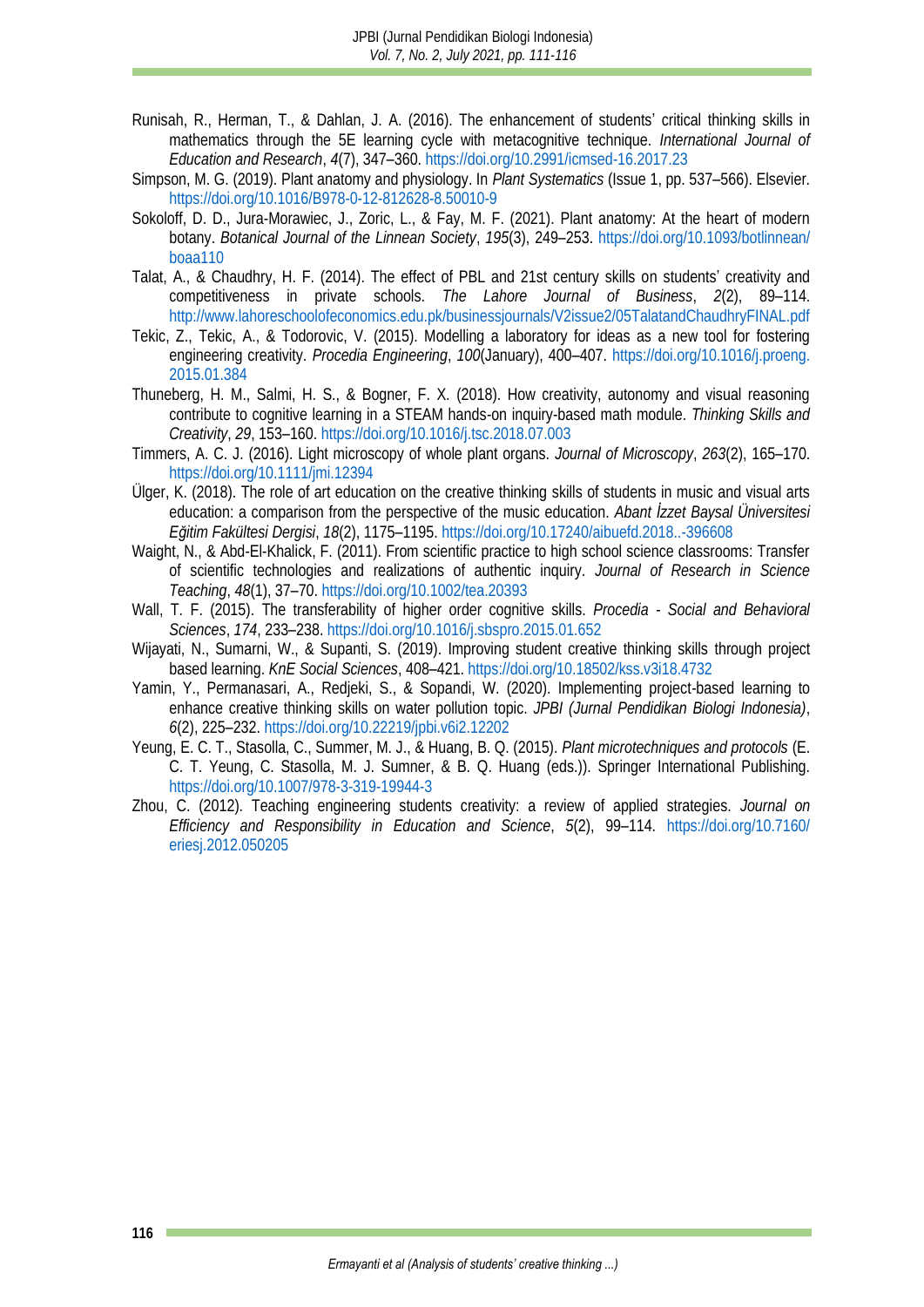Runisah, R., Herman, T., & Dahlan, J. A. (2016). The enhancement of students' critical thinking skills in mathematics through the 5E learning cycle with metacognitive technique. *International Journal of Education and Research*, *4*(7), 347–360. https://doi.org/10.2991/icmsed-16.2017.23

Simpson, M. G. (2019). Plant anatomy and physiology. In *Plant Systematics* (Issue 1, pp. 537–566). Elsevier. https://doi.org/10.1016/B978-0-12-812628-8.50010-9

Sokoloff, D. D., Jura-Morawiec, J., Zoric, L., & Fay, M. F. (2021). Plant anatomy: At the heart of modern botany. *Botanical Journal of the Linnean Society*, *195*(3), 249–253. https://doi.org/10.1093/botlinnean/boaa110

Talat, A., & Chaudhry, H. F. (2014). The effect of PBL and 21st century skills on students' creativity and competitiveness in private schools. *The Lahore Journal of Business*, *2*(2), 89–114. http://www.lahoreschoolofeconomics.edu.pk/businessjournals/V2issue2/05TalatandChaudhryFINAL.pdf

Tekic, Z., Tekic, A., & Todorovic, V. (2015). Modelling a laboratory for ideas as a new tool for fostering engineering creativity. *Procedia Engineering*, *100*(January), 400–407. https://doi.org/10.1016/j.proeng.2015.01.384

Thuneberg, H. M., Salmi, H. S., & Bogner, F. X. (2018). How creativity, autonomy and visual reasoning contribute to cognitive learning in a STEAM hands-on inquiry-based math module. *Thinking Skills and Creativity*, *29*, 153–160. https://doi.org/10.1016/j.tsc.2018.07.003

Timmers, A. C. J. (2016). Light microscopy of whole plant organs. *Journal of Microscopy*, *263*(2), 165–170. https://doi.org/10.1111/jmi.12394

Ülger, K. (2018). The role of art education on the creative thinking skills of students in music and visual arts education: a comparison from the perspective of the music education. *Abant İzzet Baysal Üniversitesi Eğitim Fakültesi Dergisi*, *18*(2), 1175–1195. https://doi.org/10.17240/aibuefd.2018..-396608

Waight, N., & Abd-El-Khalick, F. (2011). From scientific practice to high school science classrooms: Transfer of scientific technologies and realizations of authentic inquiry. *Journal of Research in Science Teaching*, *48*(1), 37–70. https://doi.org/10.1002/tea.20393

Wall, T. F. (2015). The transferability of higher order cognitive skills. *Procedia - Social and Behavioral Sciences*, *174*, 233–238. https://doi.org/10.1016/j.sbspro.2015.01.652

Wijayati, N., Sumarni, W., & Supanti, S. (2019). Improving student creative thinking skills through project based learning. *KnE Social Sciences*, 408–421. https://doi.org/10.18502/kss.v3i18.4732

Yamin, Y., Permanasari, A., Redjeki, S., & Sopandi, W. (2020). Implementing project-based learning to enhance creative thinking skills on water pollution topic. *JPBI (Jurnal Pendidikan Biologi Indonesia)*, *6*(2), 225–232. https://doi.org/10.22219/jpbi.v6i2.12202

Yeung, E. C. T., Stasolla, C., Summer, M. J., & Huang, B. Q. (2015). *Plant microtechniques and protocols* (E. C. T. Yeung, C. Stasolla, M. J. Sumner, & B. Q. Huang (eds.)). Springer International Publishing. https://doi.org/10.1007/978-3-319-19944-3

Zhou, C. (2012). Teaching engineering students creativity: a review of applied strategies. *Journal on Efficiency and Responsibility in Education and Science*, *5*(2), 99–114. https://doi.org/10.7160/eriesj.2012.050205